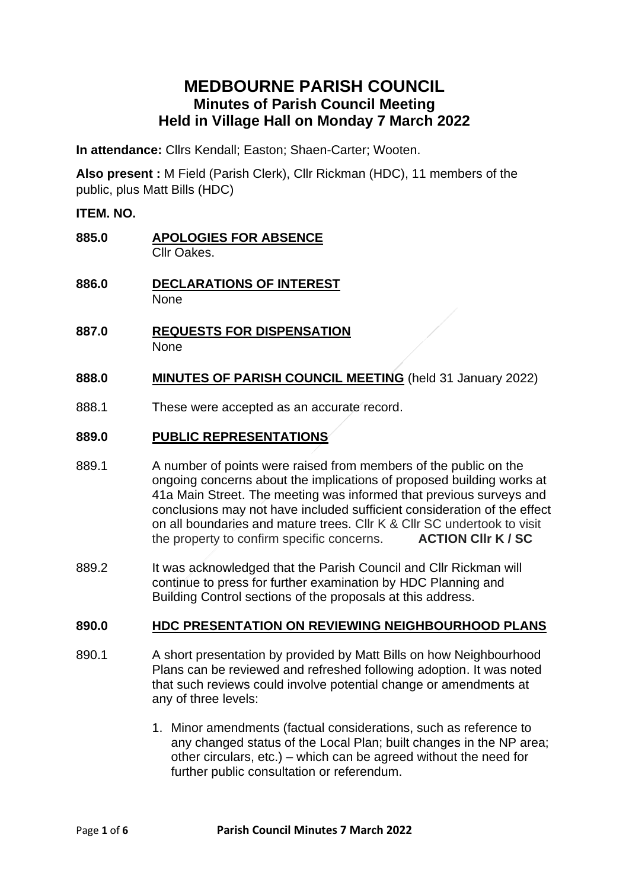# MEDBOURNE PARISH COUNCIL
## Minutes of Parish Council Meeting
## Held in Village Hall on Monday 7 March 2022

**In attendance:** Cllrs Kendall; Easton; Shaen-Carter; Wooten.

**Also present :** M Field (Parish Clerk), Cllr Rickman (HDC), 11 members of the public, plus Matt Bills (HDC)

**ITEM. NO.**

**885.0** **APOLOGIES FOR ABSENCE**
Cllr Oakes.

**886.0** **DECLARATIONS OF INTEREST**
None

**887.0** **REQUESTS FOR DISPENSATION**
None

**888.0** **MINUTES OF PARISH COUNCIL MEETING** (held 31 January 2022)

888.1 These were accepted as an accurate record.

**889.0** **PUBLIC REPRESENTATIONS**

889.1 A number of points were raised from members of the public on the ongoing concerns about the implications of proposed building works at 41a Main Street. The meeting was informed that previous surveys and conclusions may not have included sufficient consideration of the effect on all boundaries and mature trees. Cllr K & Cllr SC undertook to visit the property to confirm specific concerns. **ACTION Cllr K / SC**

889.2 It was acknowledged that the Parish Council and Cllr Rickman will continue to press for further examination by HDC Planning and Building Control sections of the proposals at this address.

**890.0** **HDC PRESENTATION ON REVIEWING NEIGHBOURHOOD PLANS**

890.1 A short presentation by provided by Matt Bills on how Neighbourhood Plans can be reviewed and refreshed following adoption. It was noted that such reviews could involve potential change or amendments at any of three levels:

1. Minor amendments (factual considerations, such as reference to any changed status of the Local Plan; built changes in the NP area; other circulars, etc.) – which can be agreed without the need for further public consultation or referendum.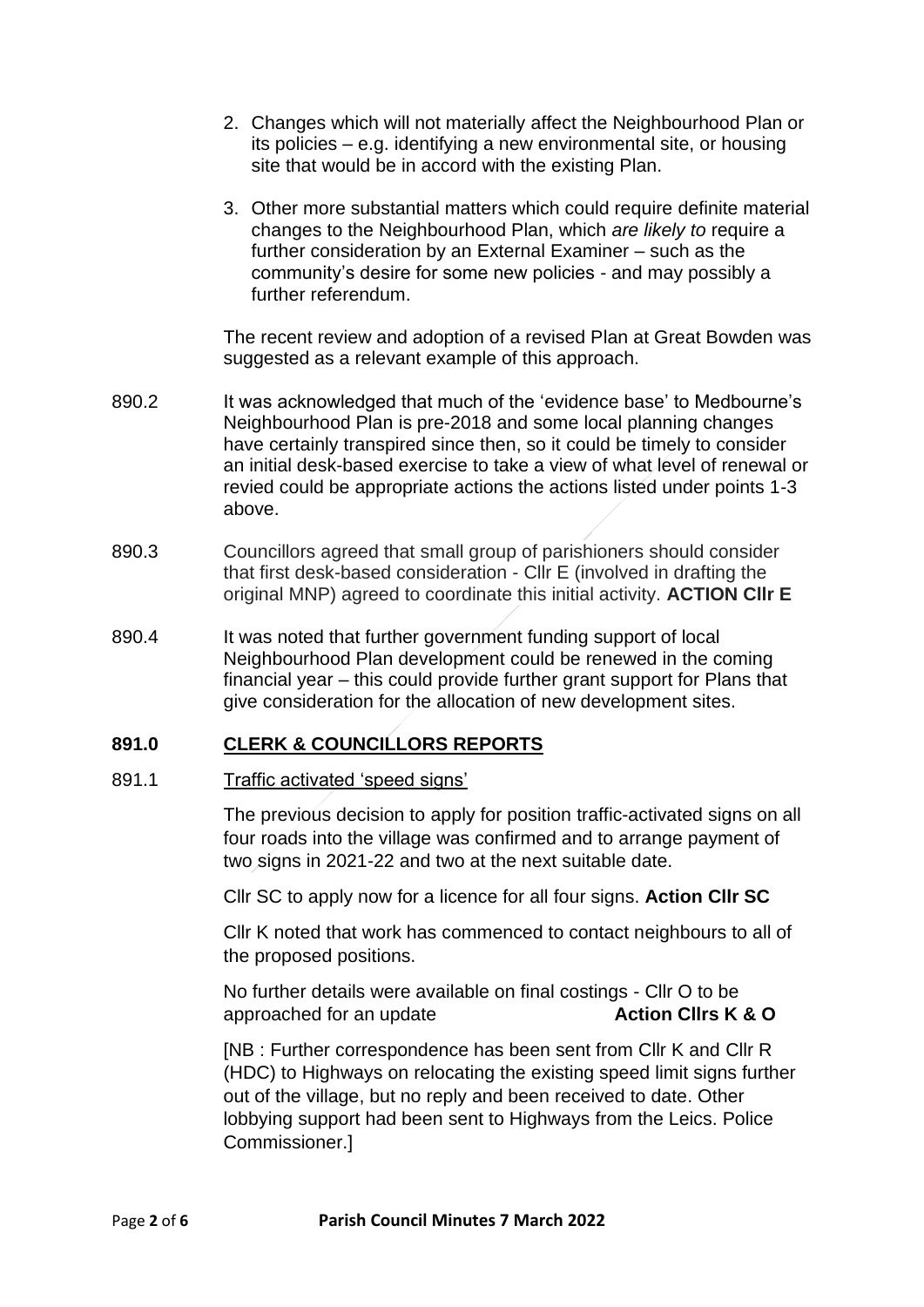2. Changes which will not materially affect the Neighbourhood Plan or its policies – e.g. identifying a new environmental site, or housing site that would be in accord with the existing Plan.

3. Other more substantial matters which could require definite material changes to the Neighbourhood Plan, which *are likely to* require a further consideration by an External Examiner – such as the community's desire for some new policies - and may possibly a further referendum.

The recent review and adoption of a revised Plan at Great Bowden was suggested as a relevant example of this approach.

890.2 It was acknowledged that much of the 'evidence base' to Medbourne's Neighbourhood Plan is pre-2018 and some local planning changes have certainly transpired since then, so it could be timely to consider an initial desk-based exercise to take a view of what level of renewal or revied could be appropriate actions the actions listed under points 1-3 above.

890.3 Councillors agreed that small group of parishioners should consider that first desk-based consideration - Cllr E (involved in drafting the original MNP) agreed to coordinate this initial activity. **ACTION Cllr E**

890.4 It was noted that further government funding support of local Neighbourhood Plan development could be renewed in the coming financial year – this could provide further grant support for Plans that give consideration for the allocation of new development sites.

## 891.0 CLERK & COUNCILLORS REPORTS

891.1 Traffic activated 'speed signs'

The previous decision to apply for position traffic-activated signs on all four roads into the village was confirmed and to arrange payment of two signs in 2021-22 and two at the next suitable date.

Cllr SC to apply now for a licence for all four signs. **Action Cllr SC**

Cllr K noted that work has commenced to contact neighbours to all of the proposed positions.

No further details were available on final costings - Cllr O to be approached for an update **Action Cllrs K & O**

[NB : Further correspondence has been sent from Cllr K and Cllr R (HDC) to Highways on relocating the existing speed limit signs further out of the village, but no reply and been received to date. Other lobbying support had been sent to Highways from the Leics. Police Commissioner.]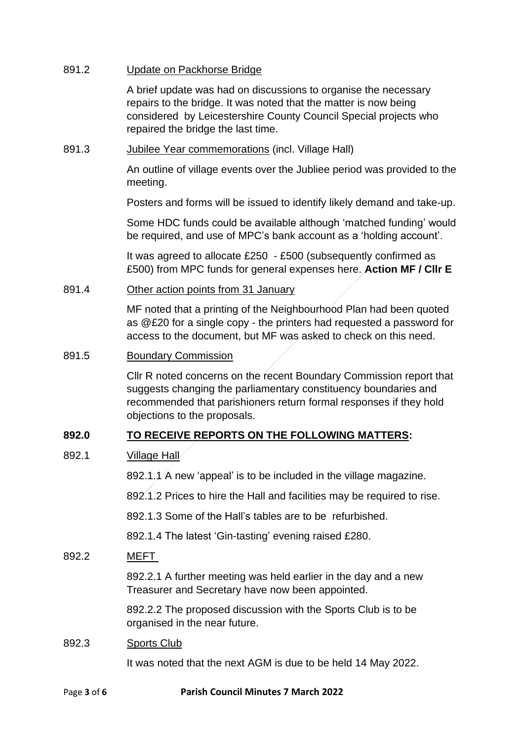891.2 Update on Packhorse Bridge

A brief update was had on discussions to organise the necessary repairs to the bridge. It was noted that the matter is now being considered by Leicestershire County Council Special projects who repaired the bridge the last time.

891.3 Jubilee Year commemorations (incl. Village Hall)

An outline of village events over the Jubliee period was provided to the meeting.

Posters and forms will be issued to identify likely demand and take-up.

Some HDC funds could be available although 'matched funding' would be required, and use of MPC's bank account as a 'holding account'.

It was agreed to allocate £250 - £500 (subsequently confirmed as £500) from MPC funds for general expenses here. **Action MF / Cllr E**

891.4 Other action points from 31 January

MF noted that a printing of the Neighbourhood Plan had been quoted as @£20 for a single copy - the printers had requested a password for access to the document, but MF was asked to check on this need.

891.5 Boundary Commission

Cllr R noted concerns on the recent Boundary Commission report that suggests changing the parliamentary constituency boundaries and recommended that parishioners return formal responses if they hold objections to the proposals.

**892.0 TO RECEIVE REPORTS ON THE FOLLOWING MATTERS:**

892.1 Village Hall

892.1.1 A new 'appeal' is to be included in the village magazine.

892.1.2 Prices to hire the Hall and facilities may be required to rise.

892.1.3 Some of the Hall's tables are to be refurbished.

892.1.4 The latest 'Gin-tasting' evening raised £280.

892.2 MEFT

892.2.1 A further meeting was held earlier in the day and a new Treasurer and Secretary have now been appointed.

892.2.2 The proposed discussion with the Sports Club is to be organised in the near future.

892.3 Sports Club

It was noted that the next AGM is due to be held 14 May 2022.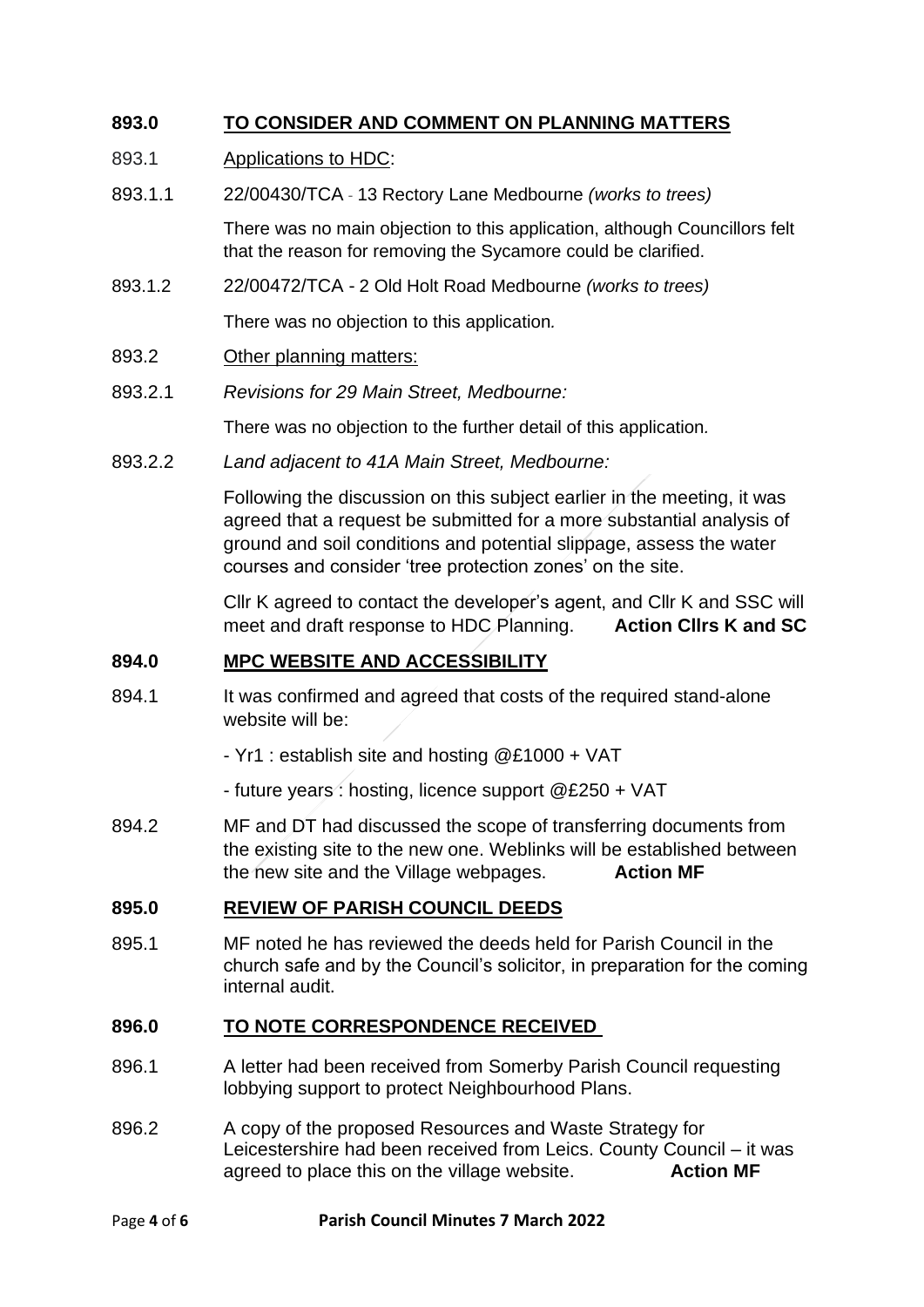## 893.0 TO CONSIDER AND COMMENT ON PLANNING MATTERS

893.1 Applications to HDC:

893.1.1 22/00430/TCA - 13 Rectory Lane Medbourne *(works to trees)*

There was no main objection to this application, although Councillors felt that the reason for removing the Sycamore could be clarified.

893.1.2 22/00472/TCA - 2 Old Holt Road Medbourne *(works to trees)*

There was no objection to this application.

893.2 Other planning matters:

893.2.1 *Revisions for 29 Main Street, Medbourne:*

There was no objection to the further detail of this application.

893.2.2 *Land adjacent to 41A Main Street, Medbourne:*

Following the discussion on this subject earlier in the meeting, it was agreed that a request be submitted for a more substantial analysis of ground and soil conditions and potential slippage, assess the water courses and consider 'tree protection zones' on the site.

Cllr K agreed to contact the developer's agent, and Cllr K and SSC will meet and draft response to HDC Planning. **Action Cllrs K and SC**

## 894.0 MPC WEBSITE AND ACCESSIBILITY

894.1 It was confirmed and agreed that costs of the required stand-alone website will be:

- Yr1 : establish site and hosting @£1000 + VAT
- future years : hosting, licence support @£250 + VAT

894.2 MF and DT had discussed the scope of transferring documents from the existing site to the new one. Weblinks will be established between the new site and the Village webpages. **Action MF**

## 895.0 REVIEW OF PARISH COUNCIL DEEDS

895.1 MF noted he has reviewed the deeds held for Parish Council in the church safe and by the Council's solicitor, in preparation for the coming internal audit.

## 896.0 TO NOTE CORRESPONDENCE RECEIVED

896.1 A letter had been received from Somerby Parish Council requesting lobbying support to protect Neighbourhood Plans.

896.2 A copy of the proposed Resources and Waste Strategy for Leicestershire had been received from Leics. County Council – it was agreed to place this on the village website. **Action MF**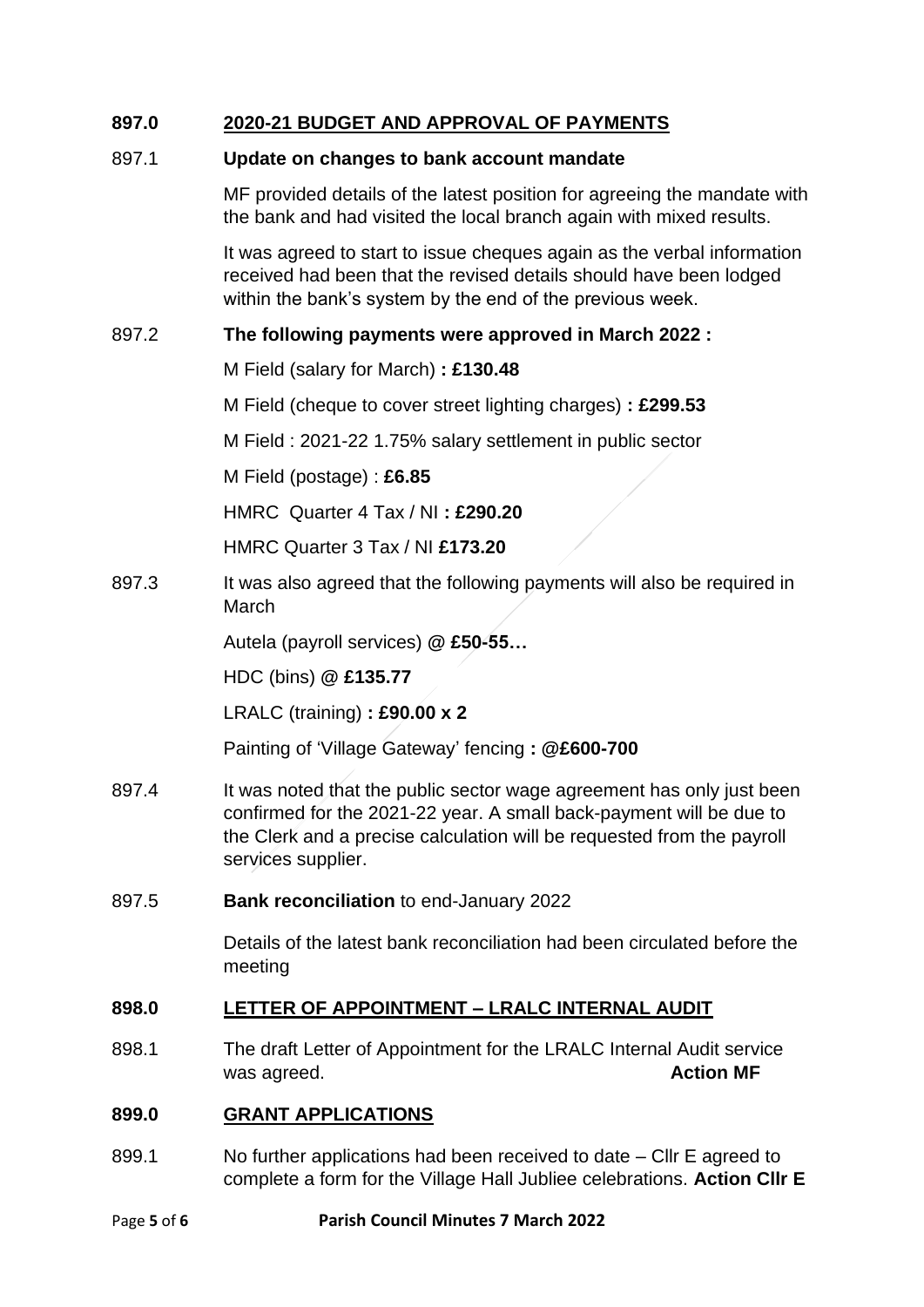**897.0 2020-21 BUDGET AND APPROVAL OF PAYMENTS**

897.1 **Update on changes to bank account mandate**

MF provided details of the latest position for agreeing the mandate with the bank and had visited the local branch again with mixed results.

It was agreed to start to issue cheques again as the verbal information received had been that the revised details should have been lodged within the bank's system by the end of the previous week.

897.2 **The following payments were approved in March 2022 :**

M Field (salary for March) **: £130.48**

M Field (cheque to cover street lighting charges) **: £299.53**

M Field : 2021-22 1.75% salary settlement in public sector

M Field (postage) : **£6.85**

HMRC Quarter 4 Tax / NI **: £290.20**

HMRC Quarter 3 Tax / NI **£173.20**

897.3 It was also agreed that the following payments will also be required in March

Autela (payroll services) @ **£50-55…**

HDC (bins) @ **£135.77**

LRALC (training) **: £90.00 x 2**

Painting of 'Village Gateway' fencing **: @£600-700**

897.4 It was noted that the public sector wage agreement has only just been confirmed for the 2021-22 year. A small back-payment will be due to the Clerk and a precise calculation will be requested from the payroll services supplier.

897.5 **Bank reconciliation** to end-January 2022

Details of the latest bank reconciliation had been circulated before the meeting

**898.0 LETTER OF APPOINTMENT – LRALC INTERNAL AUDIT**

898.1 The draft Letter of Appointment for the LRALC Internal Audit service was agreed. **Action MF**

**899.0 GRANT APPLICATIONS**

899.1 No further applications had been received to date – Cllr E agreed to complete a form for the Village Hall Jubliee celebrations. **Action Cllr E**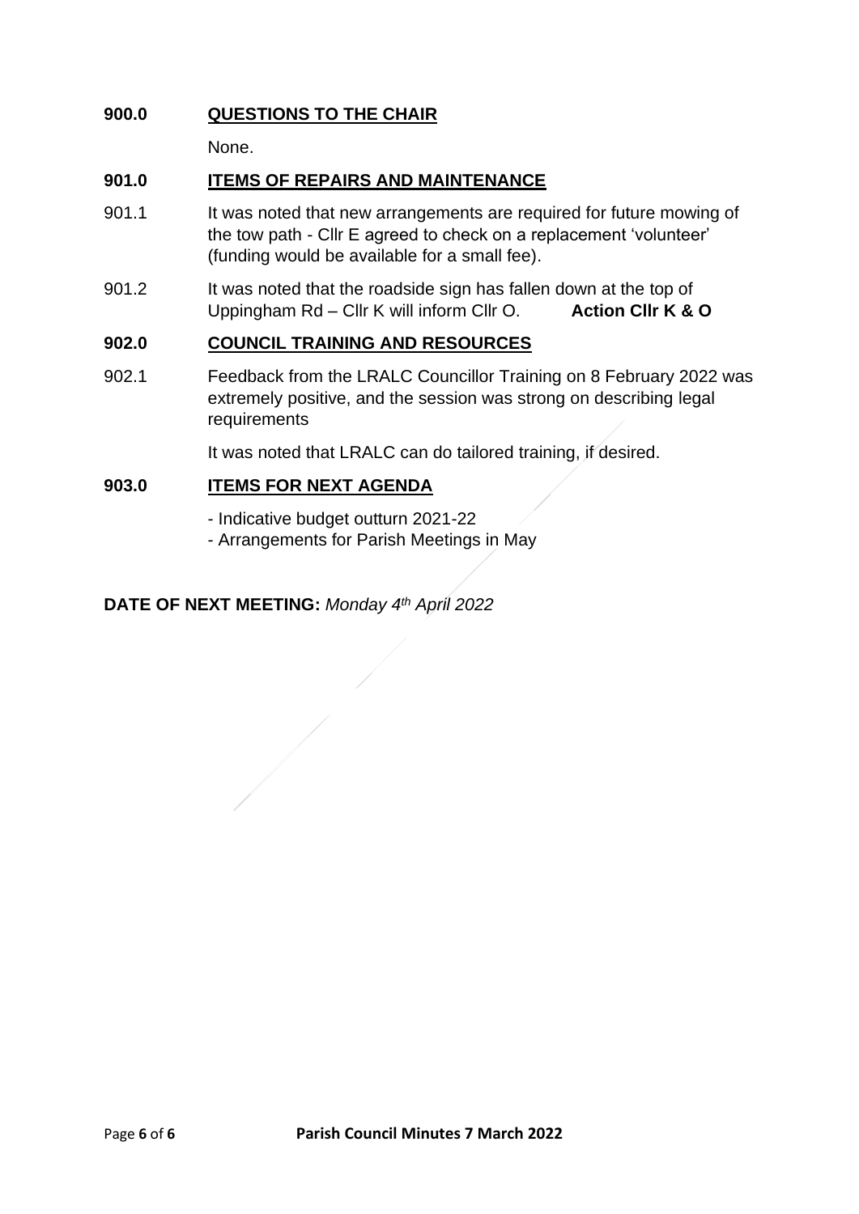**900.0 <u>QUESTIONS TO THE CHAIR</u>**

None.

**901.0 <u>ITEMS OF REPAIRS AND MAINTENANCE</u>**

901.1 It was noted that new arrangements are required for future mowing of the tow path - Cllr E agreed to check on a replacement 'volunteer' (funding would be available for a small fee).

901.2 It was noted that the roadside sign has fallen down at the top of Uppingham Rd – Cllr K will inform Cllr O. **Action Cllr K & O**

**902.0 <u>COUNCIL TRAINING AND RESOURCES</u>**

902.1 Feedback from the LRALC Councillor Training on 8 February 2022 was extremely positive, and the session was strong on describing legal requirements

It was noted that LRALC can do tailored training, if desired.

**903.0 <u>ITEMS FOR NEXT AGENDA</u>**

- Indicative budget outturn 2021-22
- Arrangements for Parish Meetings in May

**DATE OF NEXT MEETING:** *Monday 4th April 2022*